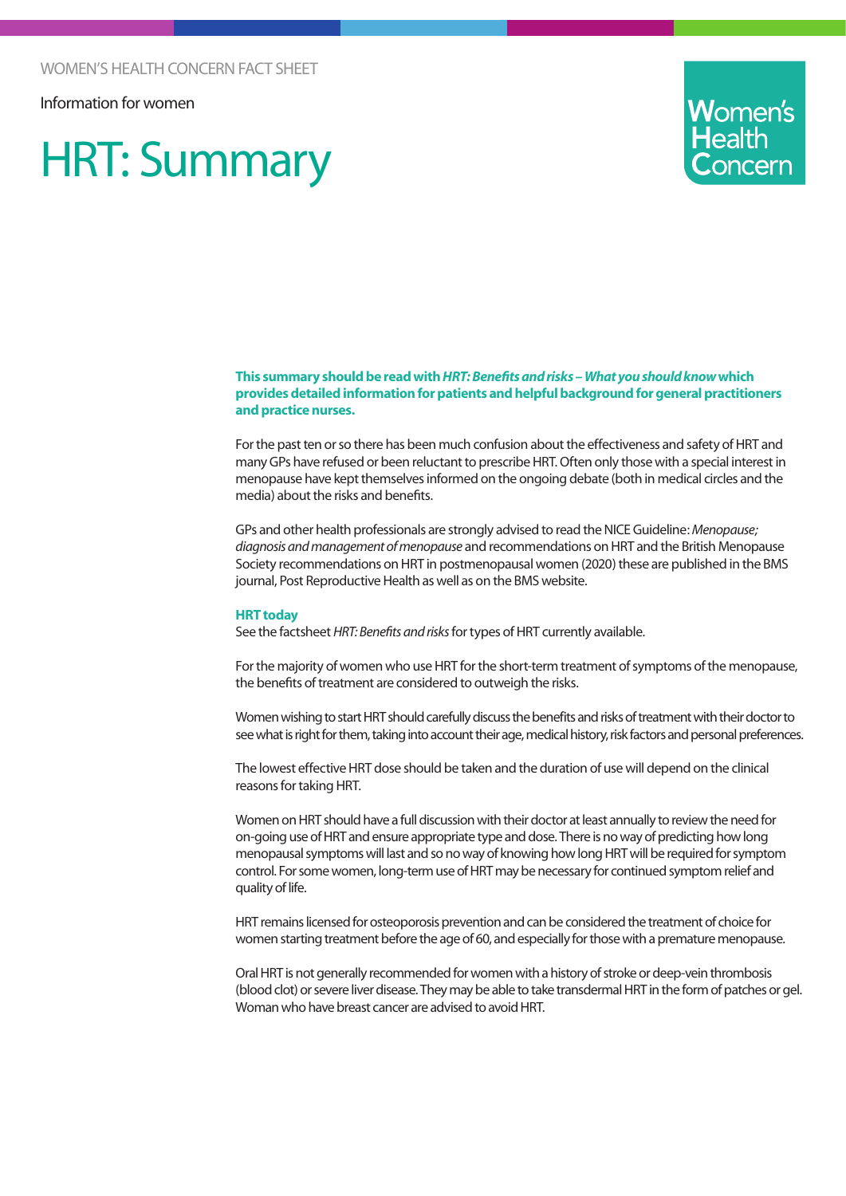WOMEN'S HEALTH CONCERN FACT SHEET

Information for women

# HRT: Summary

**This summary should be read with *HRT: Benefits and risks – What you should know* which provides detailed information for patients and helpful background for general practitioners and practice nurses.**

For the past ten or so there has been much confusion about the effectiveness and safety of HRT and many GPs have refused or been reluctant to prescribe HRT. Often only those with a special interest in menopause have kept themselves informed on the ongoing debate (both in medical circles and the media) about the risks and benefits.

GPs and other health professionals are strongly advised to read the NICE Guideline: *Menopause; diagnosis and management of menopause* and recommendations on HRT and the British Menopause Society recommendations on HRT in postmenopausal women (2020) these are published in the BMS journal, Post Reproductive Health as well as on the BMS website.

## HRT today

See the factsheet *HRT: Benefits and risks* for types of HRT currently available.

For the majority of women who use HRT for the short-term treatment of symptoms of the menopause, the benefits of treatment are considered to outweigh the risks.

Women wishing to start HRT should carefully discuss the benefits and risks of treatment with their doctor to see what is right for them, taking into account their age, medical history, risk factors and personal preferences.

The lowest effective HRT dose should be taken and the duration of use will depend on the clinical reasons for taking HRT.

Women on HRT should have a full discussion with their doctor at least annually to review the need for on-going use of HRT and ensure appropriate type and dose. There is no way of predicting how long menopausal symptoms will last and so no way of knowing how long HRT will be required for symptom control. For some women, long-term use of HRT may be necessary for continued symptom relief and quality of life.

HRT remains licensed for osteoporosis prevention and can be considered the treatment of choice for women starting treatment before the age of 60, and especially for those with a premature menopause.

Oral HRT is not generally recommended for women with a history of stroke or deep-vein thrombosis (blood clot) or severe liver disease. They may be able to take transdermal HRT in the form of patches or gel. Woman who have breast cancer are advised to avoid HRT.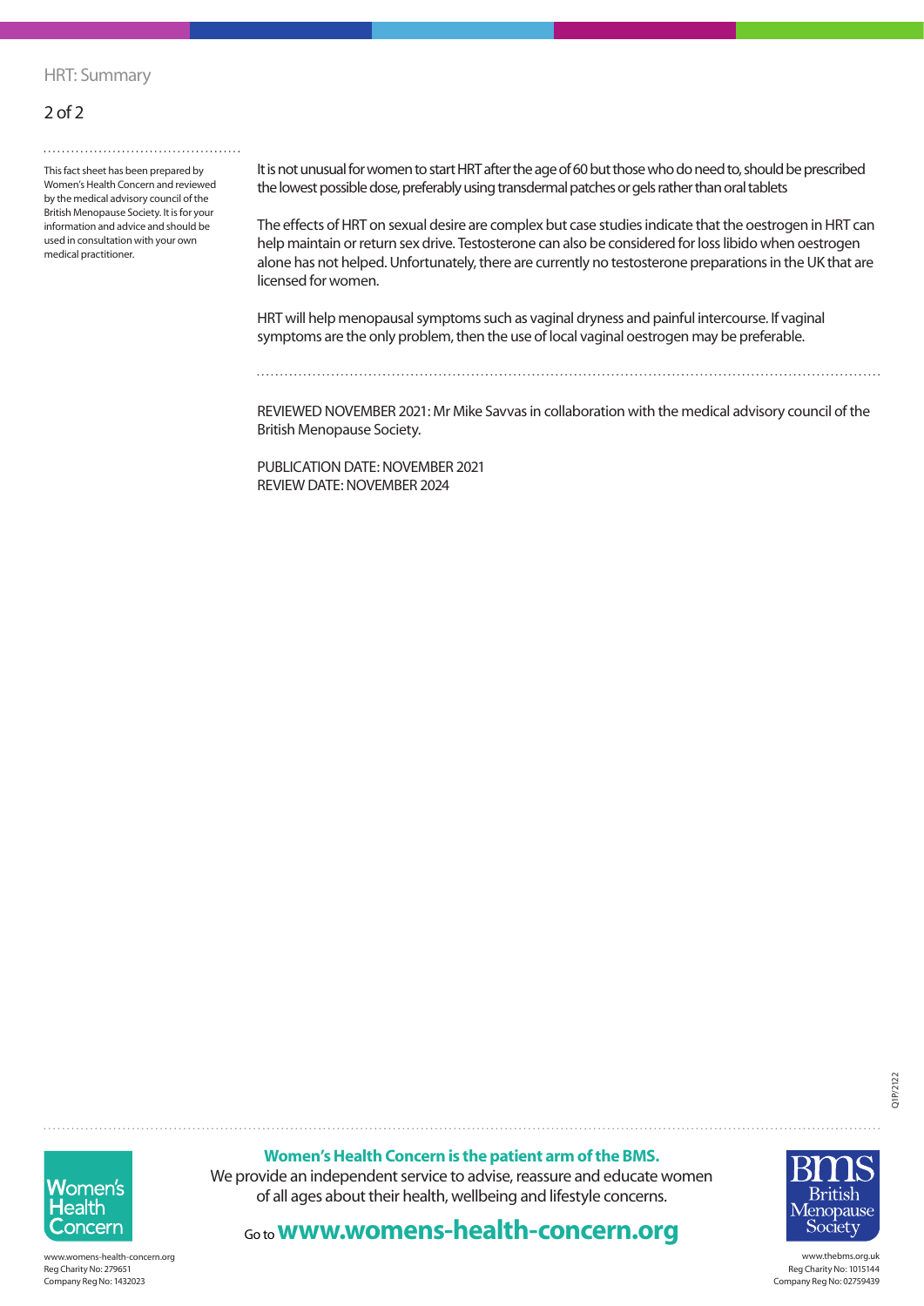This fact sheet has been prepared by Women's Health Concern and reviewed by the medical advisory council of the British Menopause Society. It is for your information and advice and should be used in consultation with your own medical practitioner.

It is not unusual for women to start HRT after the age of 60 but those who do need to, should be prescribed the lowest possible dose, preferably using transdermal patches or gels rather than oral tablets

The effects of HRT on sexual desire are complex but case studies indicate that the oestrogen in HRT can help maintain or return sex drive. Testosterone can also be considered for loss libido when oestrogen alone has not helped. Unfortunately, there are currently no testosterone preparations in the UK that are licensed for women.

HRT will help menopausal symptoms such as vaginal dryness and painful intercourse. If vaginal symptoms are the only problem, then the use of local vaginal oestrogen may be preferable.

REVIEWED NOVEMBER 2021: Mr Mike Savvas in collaboration with the medical advisory council of the British Menopause Society.

PUBLICATION DATE: NOVEMBER 2021
REVIEW DATE: NOVEMBER 2024

Q1P/2122

**Women's Health Concern is the patient arm of the BMS.**
We provide an independent service to advise, reassure and educate women of all ages about their health, wellbeing and lifestyle concerns.

Go to **www.womens-health-concern.org**

www.womens-health-concern.org
Reg Charity No: 279651
Company Reg No: 1432023

www.thebms.org.uk
Reg Charity No: 1015144
Company Reg No: 02759439